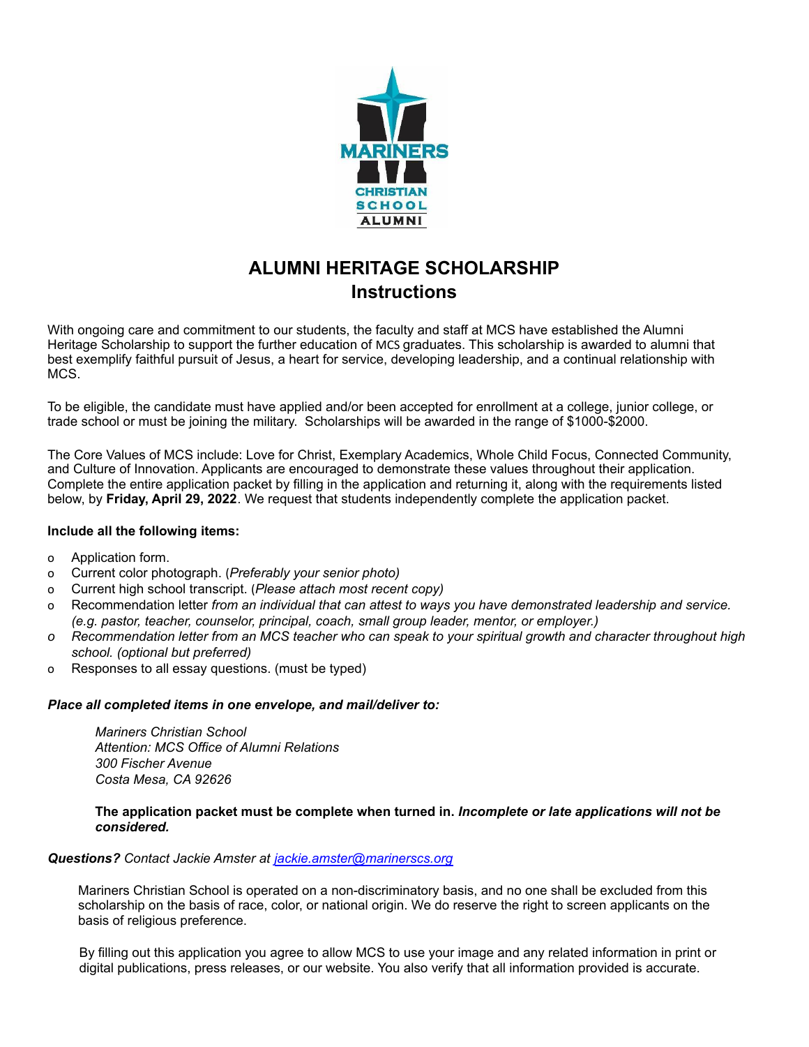# ALUMNI HERITAGE SCHOLARSHIP
## Instructions

With ongoing care and commitment to our students, the faculty and staff at MCS have established the Alumni Heritage Scholarship to support the further education of MCS graduates. This scholarship is awarded to alumni that best exemplify faithful pursuit of Jesus, a heart for service, developing leadership, and a continual relationship with MCS.

To be eligible, the candidate must have applied and/or been accepted for enrollment at a college, junior college, or trade school or must be joining the military. Scholarships will be awarded in the range of $1000-$2000.

The Core Values of MCS include: Love for Christ, Exemplary Academics, Whole Child Focus, Connected Community, and Culture of Innovation. Applicants are encouraged to demonstrate these values throughout their application. Complete the entire application packet by filling in the application and returning it, along with the requirements listed below, by **Friday, April 29, 2022**. We request that students independently complete the application packet.

**Include all the following items:**

- Application form.
- Current color photograph. (*Preferably your senior photo)*
- Current high school transcript. (*Please attach most recent copy)*
- Recommendation letter *from an individual that can attest to ways you have demonstrated leadership and service. (e.g. pastor, teacher, counselor, principal, coach, small group leader, mentor, or employer.)*
- *Recommendation letter from an MCS teacher who can speak to your spiritual growth and character throughout high school. (optional but preferred)*
- Responses to all essay questions. (must be typed)

***Place all completed items in one envelope, and mail/deliver to:***

*Mariners Christian School*
*Attention: MCS Office of Alumni Relations*
*300 Fischer Avenue*
*Costa Mesa, CA 92626*

**The application packet must be complete when turned in. *Incomplete or late applications will not be considered.***

***Questions?*** *Contact Jackie Amster at [jackie.amster@marinerscs.org](mailto:jackie.amster@marinerscs.org)*

Mariners Christian School is operated on a non-discriminatory basis, and no one shall be excluded from this scholarship on the basis of race, color, or national origin. We do reserve the right to screen applicants on the basis of religious preference.

By filling out this application you agree to allow MCS to use your image and any related information in print or digital publications, press releases, or our website. You also verify that all information provided is accurate.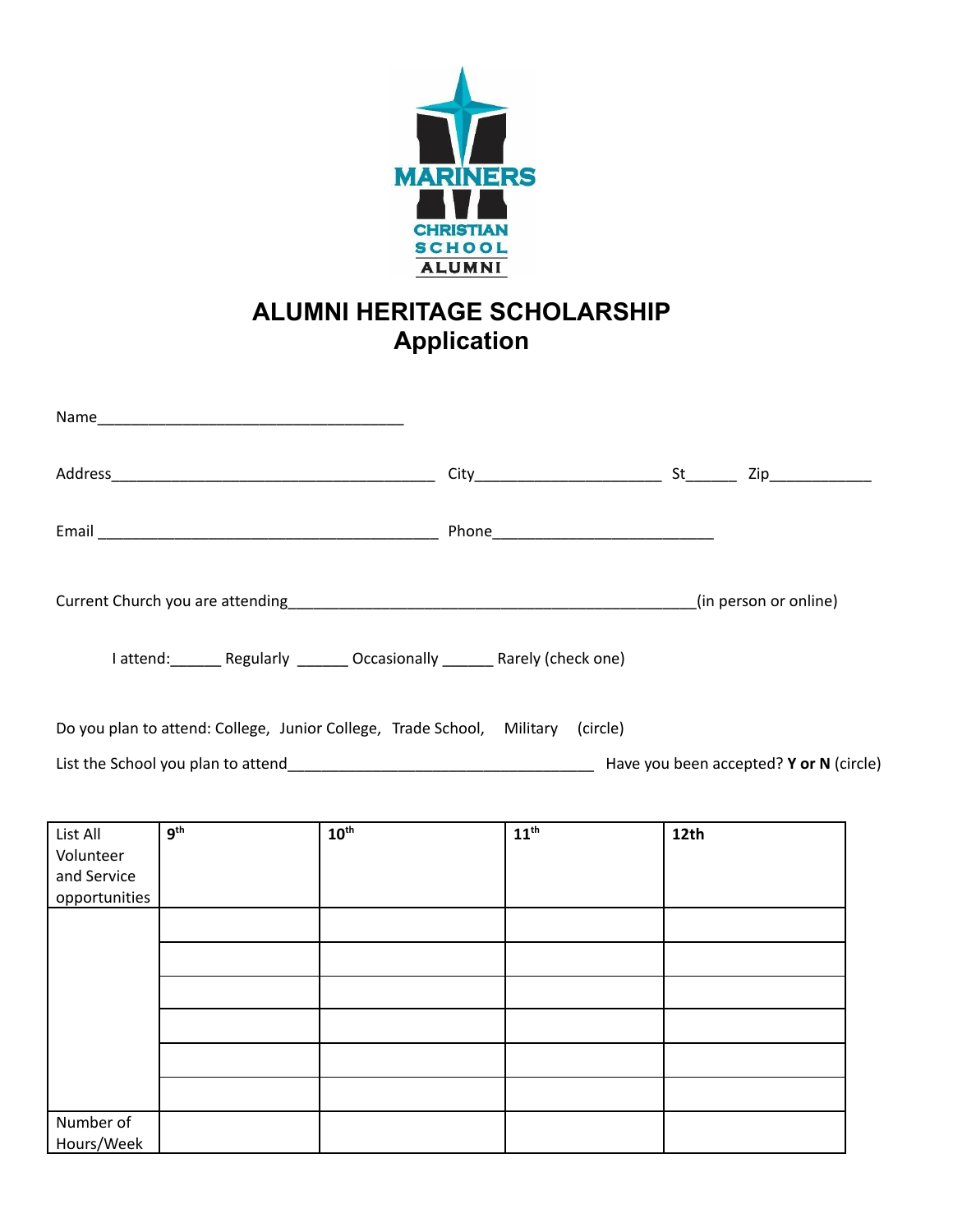# ALUMNI HERITAGE SCHOLARSHIP
## Application

Name_____________________________________

Address_______________________________________ City______________________ St______ Zip____________

Email _________________________________________ Phone__________________________

Current Church you are attending__________________________________________________(in person or online)

I attend:______ Regularly ______ Occasionally ______ Rarely (check one)

Do you plan to attend: College, Junior College, Trade School, Military (circle)

List the School you plan to attend_____________________________________ Have you been accepted? **Y or N** (circle)

| List All Volunteer and Service opportunities | 9th | 10th | 11th | 12th |
|---|---|---|---|---|
| | | | | |
| | | | | |
| | | | | |
| | | | | |
| | | | | |
| | | | | |
| Number of Hours/Week | | | | |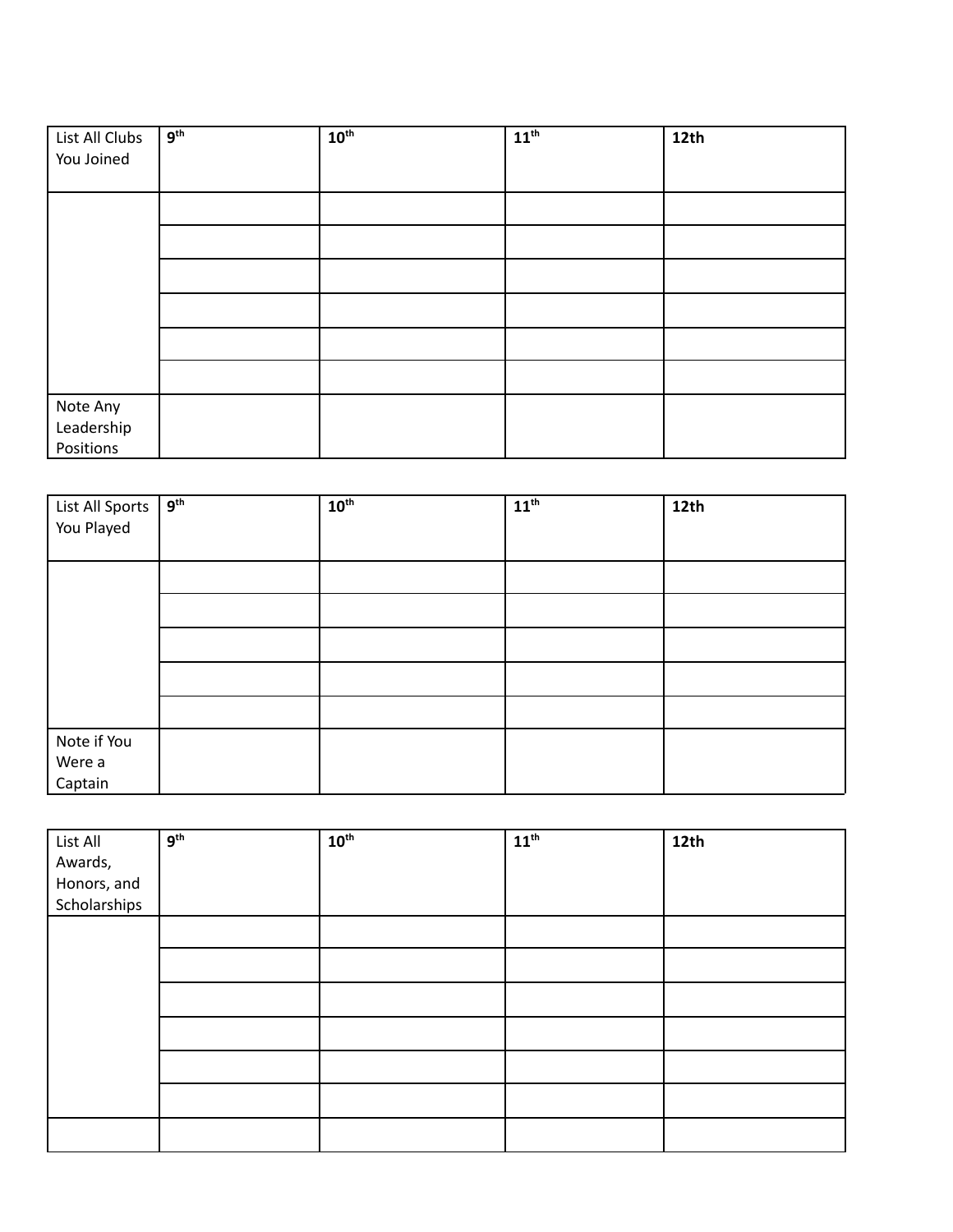| List All Clubs You Joined | 9th | 10th | 11th | 12th |
|---|---|---|---|---|
| | | | | |
| | | | | |
| | | | | |
| | | | | |
| | | | | |
| | | | | |
| Note Any Leadership Positions | | | | |

| List All Sports You Played | 9th | 10th | 11th | 12th |
|---|---|---|---|---|
| | | | | |
| | | | | |
| | | | | |
| | | | | |
| | | | | |
| Note if You Were a Captain | | | | |

| List All Awards, Honors, and Scholarships | 9th | 10th | 11th | 12th |
|---|---|---|---|---|
| | | | | |
| | | | | |
| | | | | |
| | | | | |
| | | | | |
| | | | | |
| | | | | |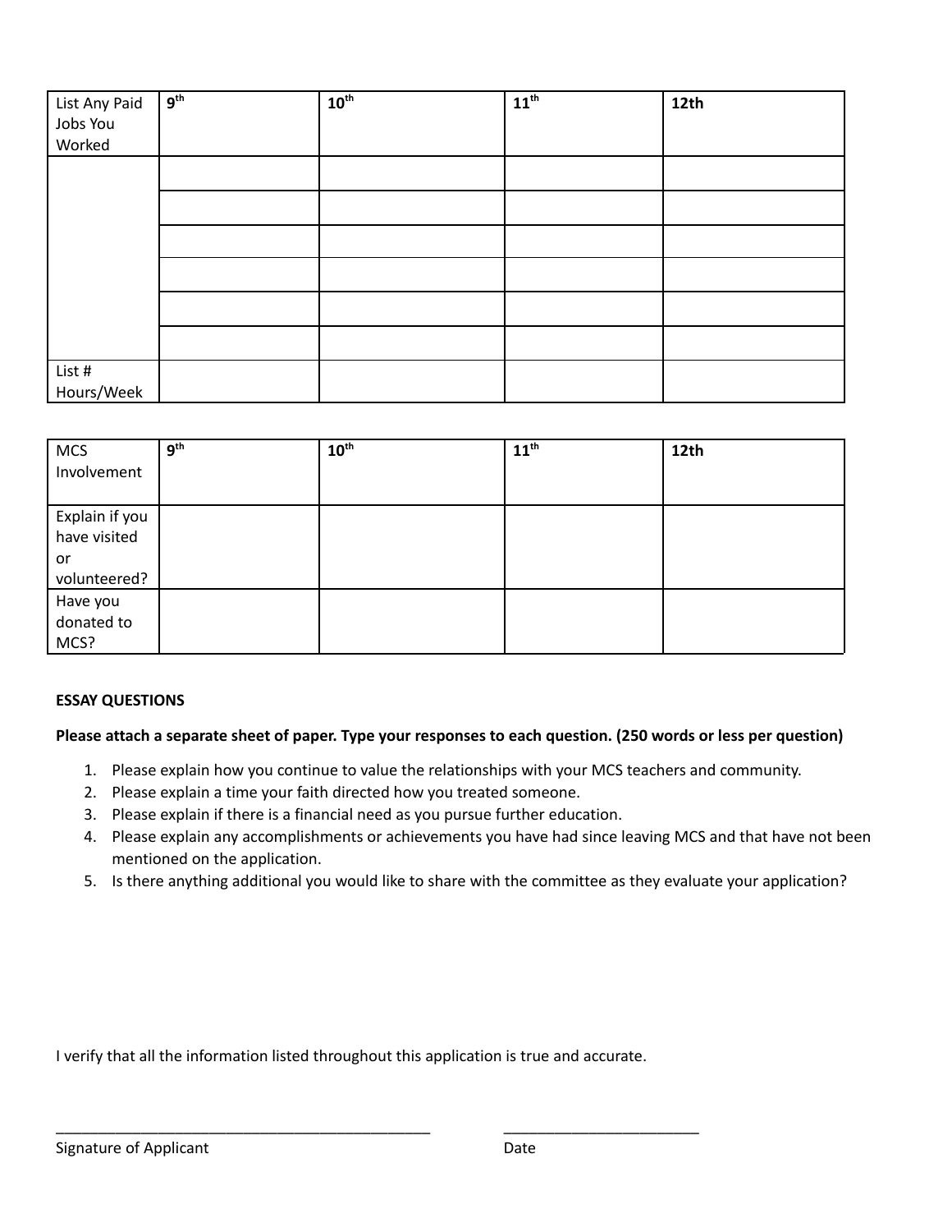| List Any Paid Jobs You Worked | 9th | 10th | 11th | 12th |
|---|---|---|---|---|
| | | | | |
| | | | | |
| | | | | |
| | | | | |
| | | | | |
| | | | | |
| List # Hours/Week | | | | |

| MCS Involvement | 9th | 10th | 11th | 12th |
|---|---|---|---|---|
| Explain if you have visited or volunteered? | | | | |
| Have you donated to MCS? | | | | |

**ESSAY QUESTIONS**

**Please attach a separate sheet of paper. Type your responses to each question. (250 words or less per question)**

1. Please explain how you continue to value the relationships with your MCS teachers and community.
2. Please explain a time your faith directed how you treated someone.
3. Please explain if there is a financial need as you pursue further education.
4. Please explain any accomplishments or achievements you have had since leaving MCS and that have not been mentioned on the application.
5. Is there anything additional you would like to share with the committee as they evaluate your application?

I verify that all the information listed throughout this application is true and accurate.

_____________________________________________ &nbsp;&nbsp;&nbsp;&nbsp; ________________________

Signature of Applicant &nbsp;&nbsp;&nbsp;&nbsp; Date